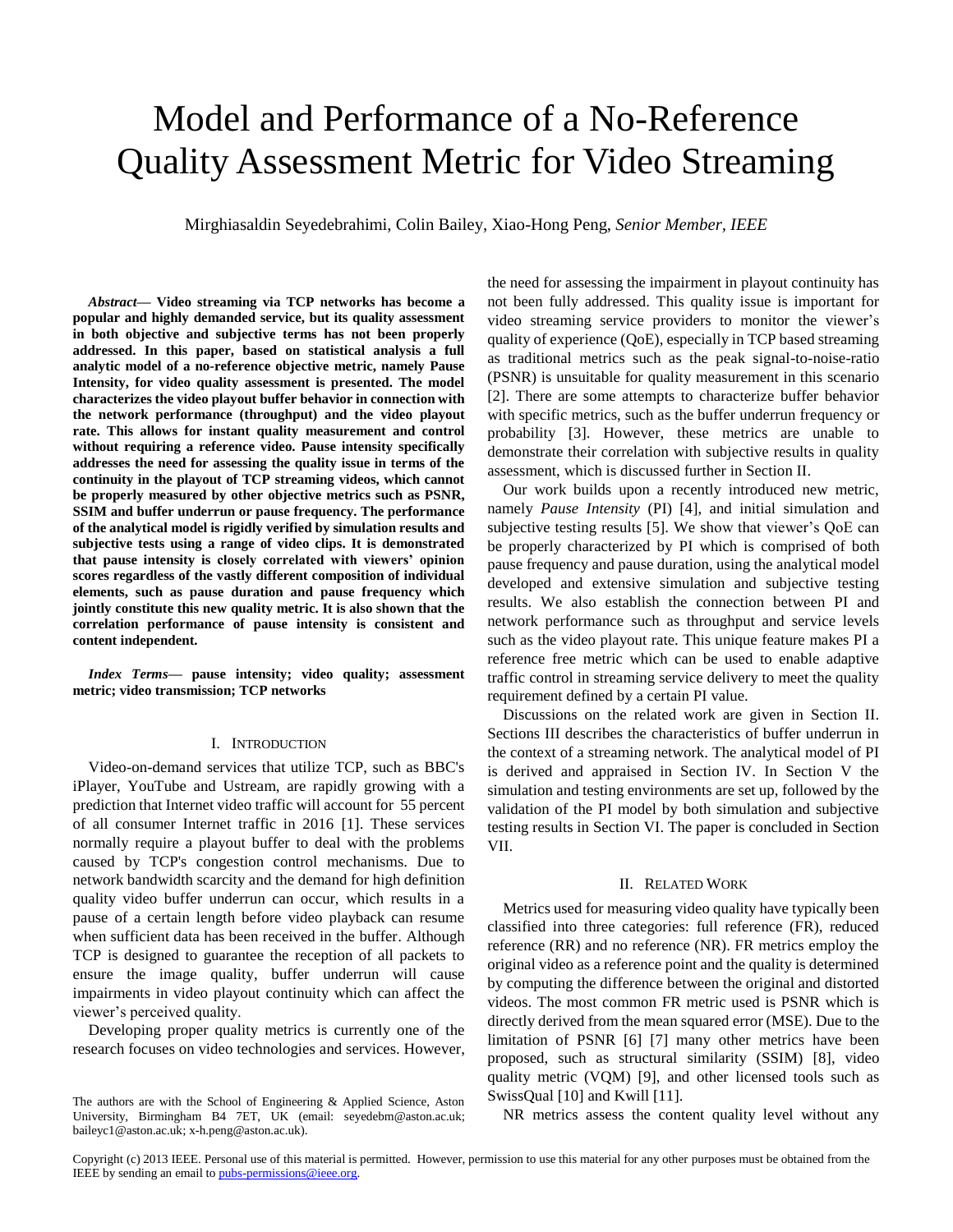# Model and Performance of a No-Reference Quality Assessment Metric for Video Streaming

Mirghiasaldin Seyedebrahimi, Colin Bailey, Xiao-Hong Peng, *Senior Member, IEEE*

***Abstract*— Video streaming via TCP networks has become a popular and highly demanded service, but its quality assessment in both objective and subjective terms has not been properly addressed. In this paper, based on statistical analysis a full analytic model of a no-reference objective metric, namely Pause Intensity, for video quality assessment is presented. The model characterizes the video playout buffer behavior in connection with the network performance (throughput) and the video playout rate. This allows for instant quality measurement and control without requiring a reference video. Pause intensity specifically addresses the need for assessing the quality issue in terms of the continuity in the playout of TCP streaming videos, which cannot be properly measured by other objective metrics such as PSNR, SSIM and buffer underrun or pause frequency. The performance of the analytical model is rigidly verified by simulation results and subjective tests using a range of video clips. It is demonstrated that pause intensity is closely correlated with viewers' opinion scores regardless of the vastly different composition of individual elements, such as pause duration and pause frequency which jointly constitute this new quality metric. It is also shown that the correlation performance of pause intensity is consistent and content independent.**

***Index Terms*— pause intensity; video quality; assessment metric; video transmission; TCP networks**

## I. Introduction

Video-on-demand services that utilize TCP, such as BBC's iPlayer, YouTube and Ustream, are rapidly growing with a prediction that Internet video traffic will account for 55 percent of all consumer Internet traffic in 2016 [1]. These services normally require a playout buffer to deal with the problems caused by TCP's congestion control mechanisms. Due to network bandwidth scarcity and the demand for high definition quality video buffer underrun can occur, which results in a pause of a certain length before video playback can resume when sufficient data has been received in the buffer. Although TCP is designed to guarantee the reception of all packets to ensure the image quality, buffer underrun will cause impairments in video playout continuity which can affect the viewer's perceived quality.

Developing proper quality metrics is currently one of the research focuses on video technologies and services. However, the need for assessing the impairment in playout continuity has not been fully addressed. This quality issue is important for video streaming service providers to monitor the viewer's quality of experience (QoE), especially in TCP based streaming as traditional metrics such as the peak signal-to-noise-ratio (PSNR) is unsuitable for quality measurement in this scenario [2]. There are some attempts to characterize buffer behavior with specific metrics, such as the buffer underrun frequency or probability [3]. However, these metrics are unable to demonstrate their correlation with subjective results in quality assessment, which is discussed further in Section II.

Our work builds upon a recently introduced new metric, namely *Pause Intensity* (PI) [4], and initial simulation and subjective testing results [5]. We show that viewer's QoE can be properly characterized by PI which is comprised of both pause frequency and pause duration, using the analytical model developed and extensive simulation and subjective testing results. We also establish the connection between PI and network performance such as throughput and service levels such as the video playout rate. This unique feature makes PI a reference free metric which can be used to enable adaptive traffic control in streaming service delivery to meet the quality requirement defined by a certain PI value.

Discussions on the related work are given in Section II. Sections III describes the characteristics of buffer underrun in the context of a streaming network. The analytical model of PI is derived and appraised in Section IV. In Section V the simulation and testing environments are set up, followed by the validation of the PI model by both simulation and subjective testing results in Section VI. The paper is concluded in Section VII.

## II. Related Work

Metrics used for measuring video quality have typically been classified into three categories: full reference (FR), reduced reference (RR) and no reference (NR). FR metrics employ the original video as a reference point and the quality is determined by computing the difference between the original and distorted videos. The most common FR metric used is PSNR which is directly derived from the mean squared error (MSE). Due to the limitation of PSNR [6] [7] many other metrics have been proposed, such as structural similarity (SSIM) [8], video quality metric (VQM) [9], and other licensed tools such as SwissQual [10] and Kwill [11].

NR metrics assess the content quality level without any

The authors are with the School of Engineering & Applied Science, Aston University, Birmingham B4 7ET, UK (email: seyedebm@aston.ac.uk; baileyc1@aston.ac.uk; x-h.peng@aston.ac.uk).

Copyright (c) 2013 IEEE. Personal use of this material is permitted. However, permission to use this material for any other purposes must be obtained from the IEEE by sending an email to pubs-permissions@ieee.org.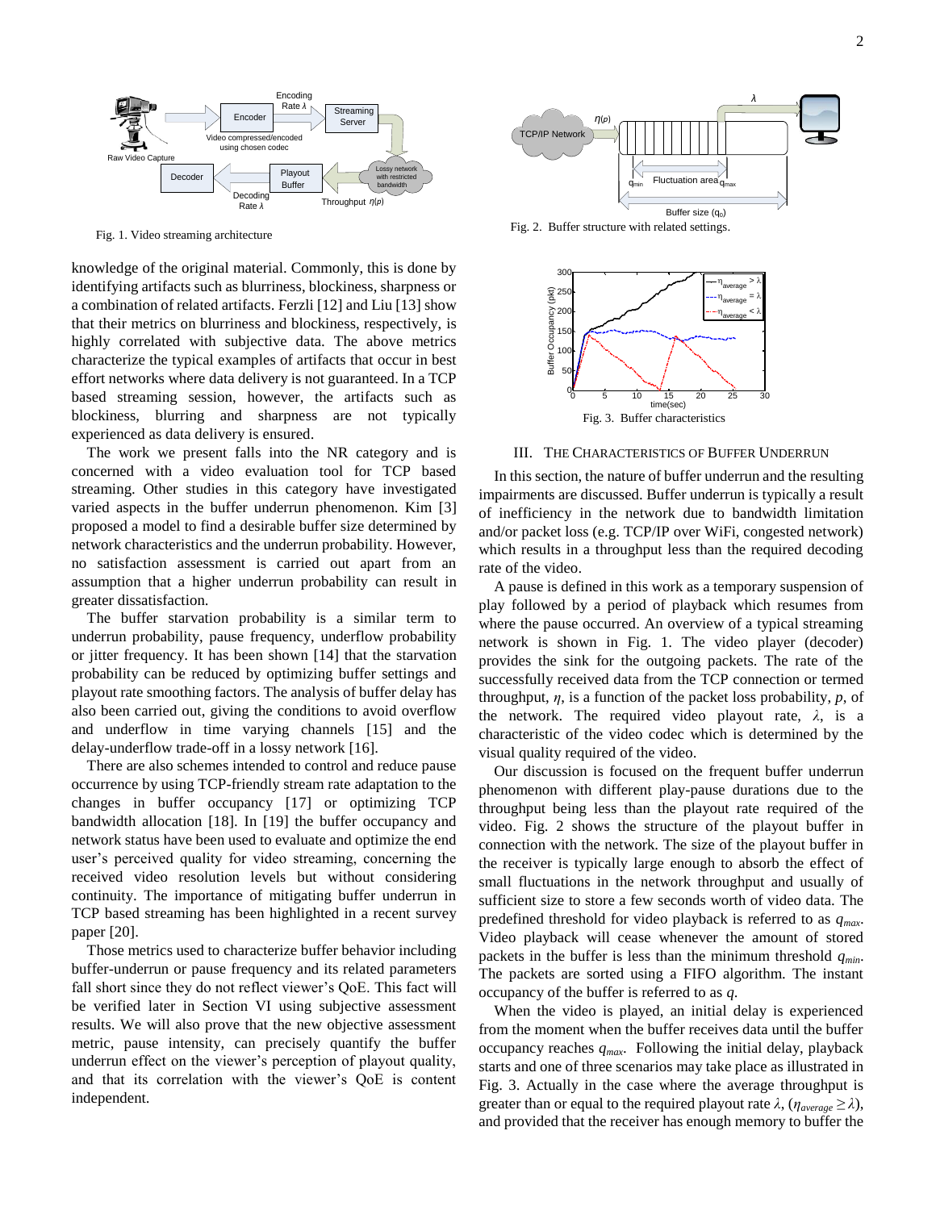Fig. 1. Video streaming architecture

knowledge of the original material. Commonly, this is done by identifying artifacts such as blurriness, blockiness, sharpness or a combination of related artifacts. Ferzli [12] and Liu [13] show that their metrics on blurriness and blockiness, respectively, is highly correlated with subjective data. The above metrics characterize the typical examples of artifacts that occur in best effort networks where data delivery is not guaranteed. In a TCP based streaming session, however, the artifacts such as blockiness, blurring and sharpness are not typically experienced as data delivery is ensured.

The work we present falls into the NR category and is concerned with a video evaluation tool for TCP based streaming. Other studies in this category have investigated varied aspects in the buffer underrun phenomenon. Kim [3] proposed a model to find a desirable buffer size determined by network characteristics and the underrun probability. However, no satisfaction assessment is carried out apart from an assumption that a higher underrun probability can result in greater dissatisfaction.

The buffer starvation probability is a similar term to underrun probability, pause frequency, underflow probability or jitter frequency. It has been shown [14] that the starvation probability can be reduced by optimizing buffer settings and playout rate smoothing factors. The analysis of buffer delay has also been carried out, giving the conditions to avoid overflow and underflow in time varying channels [15] and the delay-underflow trade-off in a lossy network [16].

There are also schemes intended to control and reduce pause occurrence by using TCP-friendly stream rate adaptation to the changes in buffer occupancy [17] or optimizing TCP bandwidth allocation [18]. In [19] the buffer occupancy and network status have been used to evaluate and optimize the end user's perceived quality for video streaming, concerning the received video resolution levels but without considering continuity. The importance of mitigating buffer underrun in TCP based streaming has been highlighted in a recent survey paper [20].

Those metrics used to characterize buffer behavior including buffer-underrun or pause frequency and its related parameters fall short since they do not reflect viewer's QoE. This fact will be verified later in Section VI using subjective assessment results. We will also prove that the new objective assessment metric, pause intensity, can precisely quantify the buffer underrun effect on the viewer's perception of playout quality, and that its correlation with the viewer's QoE is content independent.

Fig. 2. Buffer structure with related settings.

Fig. 3. Buffer characteristics

## III. The Characteristics of Buffer Underrun

In this section, the nature of buffer underrun and the resulting impairments are discussed. Buffer underrun is typically a result of inefficiency in the network due to bandwidth limitation and/or packet loss (e.g. TCP/IP over WiFi, congested network) which results in a throughput less than the required decoding rate of the video.

A pause is defined in this work as a temporary suspension of play followed by a period of playback which resumes from where the pause occurred. An overview of a typical streaming network is shown in Fig. 1. The video player (decoder) provides the sink for the outgoing packets. The rate of the successfully received data from the TCP connection or termed throughput, $\eta$, is a function of the packet loss probability, $p$, of the network. The required video playout rate, $\lambda$, is a characteristic of the video codec which is determined by the visual quality required of the video.

Our discussion is focused on the frequent buffer underrun phenomenon with different play-pause durations due to the throughput being less than the playout rate required of the video. Fig. 2 shows the structure of the playout buffer in connection with the network. The size of the playout buffer in the receiver is typically large enough to absorb the effect of small fluctuations in the network throughput and usually of sufficient size to store a few seconds worth of video data. The predefined threshold for video playback is referred to as $q_{max}$. Video playback will cease whenever the amount of stored packets in the buffer is less than the minimum threshold $q_{min}$. The packets are sorted using a FIFO algorithm. The instant occupancy of the buffer is referred to as $q$.

When the video is played, an initial delay is experienced from the moment when the buffer receives data until the buffer occupancy reaches $q_{max}$. Following the initial delay, playback starts and one of three scenarios may take place as illustrated in Fig. 3. Actually in the case where the average throughput is greater than or equal to the required playout rate $\lambda$, ($\eta_{average} \geq \lambda$), and provided that the receiver has enough memory to buffer the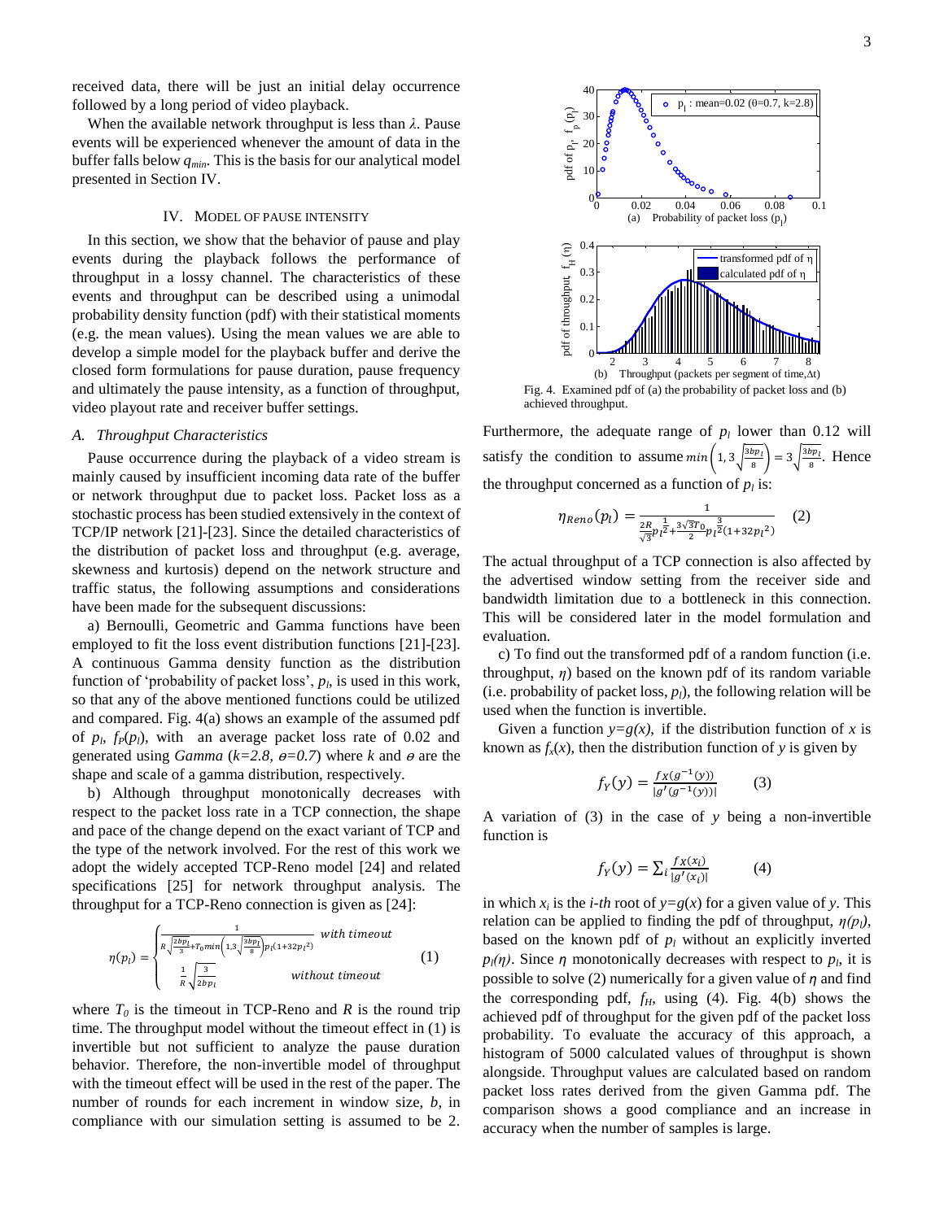received data, there will be just an initial delay occurrence followed by a long period of video playback.

When the available network throughput is less than $\lambda$. Pause events will be experienced whenever the amount of data in the buffer falls below $q_{min}$. This is the basis for our analytical model presented in Section IV.

## IV. Model of Pause Intensity

In this section, we show that the behavior of pause and play events during the playback follows the performance of throughput in a lossy channel. The characteristics of these events and throughput can be described using a unimodal probability density function (pdf) with their statistical moments (e.g. the mean values). Using the mean values we are able to develop a simple model for the playback buffer and derive the closed form formulations for pause duration, pause frequency and ultimately the pause intensity, as a function of throughput, video playout rate and receiver buffer settings.

### A. Throughput Characteristics

Pause occurrence during the playback of a video stream is mainly caused by insufficient incoming data rate of the buffer or network throughput due to packet loss. Packet loss as a stochastic process has been studied extensively in the context of TCP/IP network [21]-[23]. Since the detailed characteristics of the distribution of packet loss and throughput (e.g. average, skewness and kurtosis) depend on the network structure and traffic status, the following assumptions and considerations have been made for the subsequent discussions:

a) Bernoulli, Geometric and Gamma functions have been employed to fit the loss event distribution functions [21]-[23]. A continuous Gamma density function as the distribution function of 'probability of packet loss', $p_l$, is used in this work, so that any of the above mentioned functions could be utilized and compared. Fig. 4(a) shows an example of the assumed pdf of $p_l$, $f_P(p_l)$, with an average packet loss rate of 0.02 and generated using *Gamma* ($k=2.8$, $\theta=0.7$) where $k$ and $\theta$ are the shape and scale of a gamma distribution, respectively.

b) Although throughput monotonically decreases with respect to the packet loss rate in a TCP connection, the shape and pace of the change depend on the exact variant of TCP and the type of the network involved. For the rest of this work we adopt the widely accepted TCP-Reno model [24] and related specifications [25] for network throughput analysis. The throughput for a TCP-Reno connection is given as [24]:

$$\eta(p_l) = \begin{cases} \dfrac{1}{R\sqrt{\frac{2bp_l}{3}} + T_0 min\left(1, 3\sqrt{\frac{3bp_l}{8}}\right)p_l(1+32p_l^2)} & with\ timeout \\ \dfrac{1}{R}\sqrt{\dfrac{3}{2bp_l}} & without\ timeout \end{cases} \quad (1)$$

where $T_0$ is the timeout in TCP-Reno and $R$ is the round trip time. The throughput model without the timeout effect in (1) is invertible but not sufficient to analyze the pause duration behavior. Therefore, the non-invertible model of throughput with the timeout effect will be used in the rest of the paper. The number of rounds for each increment in window size, $b$, in compliance with our simulation setting is assumed to be 2.

Fig. 4. Examined pdf of (a) the probability of packet loss and (b) achieved throughput.

Furthermore, the adequate range of $p_l$ lower than 0.12 will satisfy the condition to assume $min\left(1, 3\sqrt{\frac{3bp_l}{8}}\right) = 3\sqrt{\frac{3bp_l}{8}}$. Hence the throughput concerned as a function of $p_l$ is:

$$\eta_{Reno}(p_l) = \frac{1}{\frac{2R}{\sqrt{3}}p_l^{\frac{1}{2}} + \frac{3\sqrt{3}T_0}{2}p_l^{\frac{3}{2}}(1+32p_l^2)} \quad (2)$$

The actual throughput of a TCP connection is also affected by the advertised window setting from the receiver side and bandwidth limitation due to a bottleneck in this connection. This will be considered later in the model formulation and evaluation.

c) To find out the transformed pdf of a random function (i.e. throughput, $\eta$) based on the known pdf of its random variable (i.e. probability of packet loss, $p_l$), the following relation will be used when the function is invertible.

Given a function $y=g(x)$, if the distribution function of $x$ is known as $f_x(x)$, then the distribution function of $y$ is given by

$$f_Y(y) = \frac{f_X(g^{-1}(y))}{|g'(g^{-1}(y))|} \quad (3)$$

A variation of (3) in the case of $y$ being a non-invertible function is

$$f_Y(y) = \sum_i \frac{f_X(x_i)}{|g'(x_i)|} \quad (4)$$

in which $x_i$ is the *i-th* root of $y=g(x)$ for a given value of $y$. This relation can be applied to finding the pdf of throughput, $\eta(p_l)$, based on the known pdf of $p_l$ without an explicitly inverted $p_l(\eta)$. Since $\eta$ monotonically decreases with respect to $p_l$, it is possible to solve (2) numerically for a given value of $\eta$ and find the corresponding pdf, $f_H$, using (4). Fig. 4(b) shows the achieved pdf of throughput for the given pdf of the packet loss probability. To evaluate the accuracy of this approach, a histogram of 5000 calculated values of throughput is shown alongside. Throughput values are calculated based on random packet loss rates derived from the given Gamma pdf. The comparison shows a good compliance and an increase in accuracy when the number of samples is large.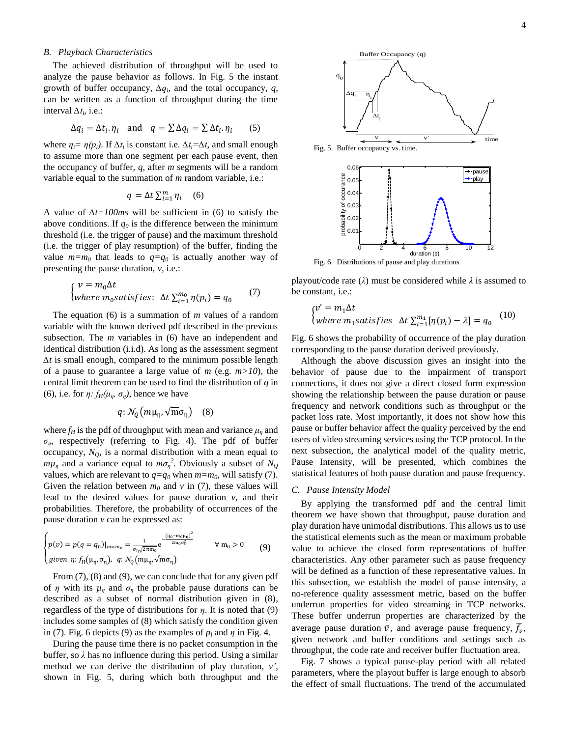### B. Playback Characteristics

The achieved distribution of throughput will be used to analyze the pause behavior as follows. In Fig. 5 the instant growth of buffer occupancy, $\Delta q_i$, and the total occupancy, $q$, can be written as a function of throughput during the time interval $\Delta t_i$, i.e.:

$$\Delta q_i = \Delta t_i . \eta_i \quad \text{and} \quad q = \sum \Delta q_i = \sum \Delta t_i . \eta_i \qquad (5)$$

where $\eta_i = \eta(p_i)$. If $\Delta t_i$ is constant i.e. $\Delta t_i = \Delta t$, and small enough to assume more than one segment per each pause event, then the occupancy of buffer, $q$, after $m$ segments will be a random variable equal to the summation of $m$ random variable, i.e.:

$$q = \Delta t \sum_{i=1}^{m} \eta_i \quad (6)$$

A value of $\Delta t = 100ms$ will be sufficient in (6) to satisfy the above conditions. If $q_0$ is the difference between the minimum threshold (i.e. the trigger of pause) and the maximum threshold (i.e. the trigger of play resumption) of the buffer, finding the value $m = m_0$ that leads to $q = q_0$ is actually another way of presenting the pause duration, $v$, i.e.:

$$\begin{cases} v = m_0 \Delta t \\ where\ m_0 satisfies\text{:}\ \ \Delta t \sum_{i=1}^{m_0} \eta(p_i) = q_0 \end{cases} \qquad (7)$$

The equation (6) is a summation of $m$ values of a random variable with the known derived pdf described in the previous subsection. The $m$ variables in (6) have an independent and identical distribution (i.i.d). As long as the assessment segment $\Delta t$ is small enough, compared to the minimum possible length of a pause to guarantee a large value of $m$ (e.g. $m>10$), the central limit theorem can be used to find the distribution of $q$ in (6), i.e. for $\eta$: $f_H(\mu_\eta, \sigma_\eta)$, hence we have

$$q \text{:}\ \mathcal{N}_Q\left(m\mu_\eta, \sqrt{m}\sigma_\eta\right) \quad (8)$$

where $f_H$ is the pdf of throughput with mean and variance $\mu_\eta$ and $\sigma_\eta$, respectively (referring to Fig. 4). The pdf of buffer occupancy, $N_Q$, is a normal distribution with a mean equal to $m\mu_\eta$ and a variance equal to $m\sigma_\eta^2$. Obviously a subset of $N_Q$ values, which are relevant to $q=q_0$ when $m=m_0$, will satisfy (7). Given the relation between $m_0$ and $v$ in (7), these values will lead to the desired values for pause duration $v$, and their probabilities. Therefore, the probability of occurrences of the pause duration $v$ can be expressed as:

$$\begin{cases} p(v) = p(q = q_0)|_{m=m_0} = \frac{1}{\sigma_\eta \sqrt{2\pi m_0}} e^{-\frac{(q_0 - m_0\mu_\eta)^2}{2m_0\sigma_\eta^2}} & \forall\ m_0 > 0 \\ given\ \ \eta\text{:}\ f_H(\mu_\eta, \sigma_\eta),\ \ q\text{:}\ \mathcal{N}_Q\left(m\mu_\eta, \sqrt{m}\sigma_\eta\right) \end{cases} \qquad (9)$$

From (7), (8) and (9), we can conclude that for any given pdf of $\eta$ with its $\mu_\eta$ and $\sigma_\eta$ the probable pause durations can be described as a subset of normal distribution given in (8), regardless of the type of distributions for $\eta$. It is noted that (9) includes some samples of (8) which satisfy the condition given in (7). Fig. 6 depicts (9) as the examples of $p_l$ and $\eta$ in Fig. 4.

During the pause time there is no packet consumption in the buffer, so $\lambda$ has no influence during this period. Using a similar method we can derive the distribution of play duration, $v'$, shown in Fig. 5, during which both throughput and the playout/code rate ($\lambda$) must be considered while $\lambda$ is assumed to be constant, i.e.:

Fig. 5. Buffer occupancy vs. time.

Fig. 6. Distributions of pause and play durations

$$\begin{cases} v' = m_1 \Delta t \\ where\ m_1 satisfies\ \ \Delta t \sum_{i=1}^{m_1} [\eta(p_i) - \lambda] = q_0 \end{cases} \quad (10)$$

Fig. 6 shows the probability of occurrence of the play duration corresponding to the pause duration derived previously.

Although the above discussion gives an insight into the behavior of pause due to the impairment of transport connections, it does not give a direct closed form expression showing the relationship between the pause duration or pause frequency and network conditions such as throughput or the packet loss rate. Most importantly, it does not show how this pause or buffer behavior affect the quality perceived by the end users of video streaming services using the TCP protocol. In the next subsection, the analytical model of the quality metric, Pause Intensity, will be presented, which combines the statistical features of both pause duration and pause frequency.

### C. Pause Intensity Model

By applying the transformed pdf and the central limit theorem we have shown that throughput, pause duration and play duration have unimodal distributions. This allows us to use the statistical elements such as the mean or maximum probable value to achieve the closed form representations of buffer characteristics. Any other parameter such as pause frequency will be defined as a function of these representative values. In this subsection, we establish the model of pause intensity, a no-reference quality assessment metric, based on the buffer underrun properties for video streaming in TCP networks. These buffer underrun properties are characterized by the average pause duration $\bar{v}$, and average pause frequency, $\bar{f_v}$, given network and buffer conditions and settings such as throughput, the code rate and receiver buffer fluctuation area.

Fig. 7 shows a typical pause-play period with all related parameters, where the playout buffer is large enough to absorb the effect of small fluctuations. The trend of the accumulated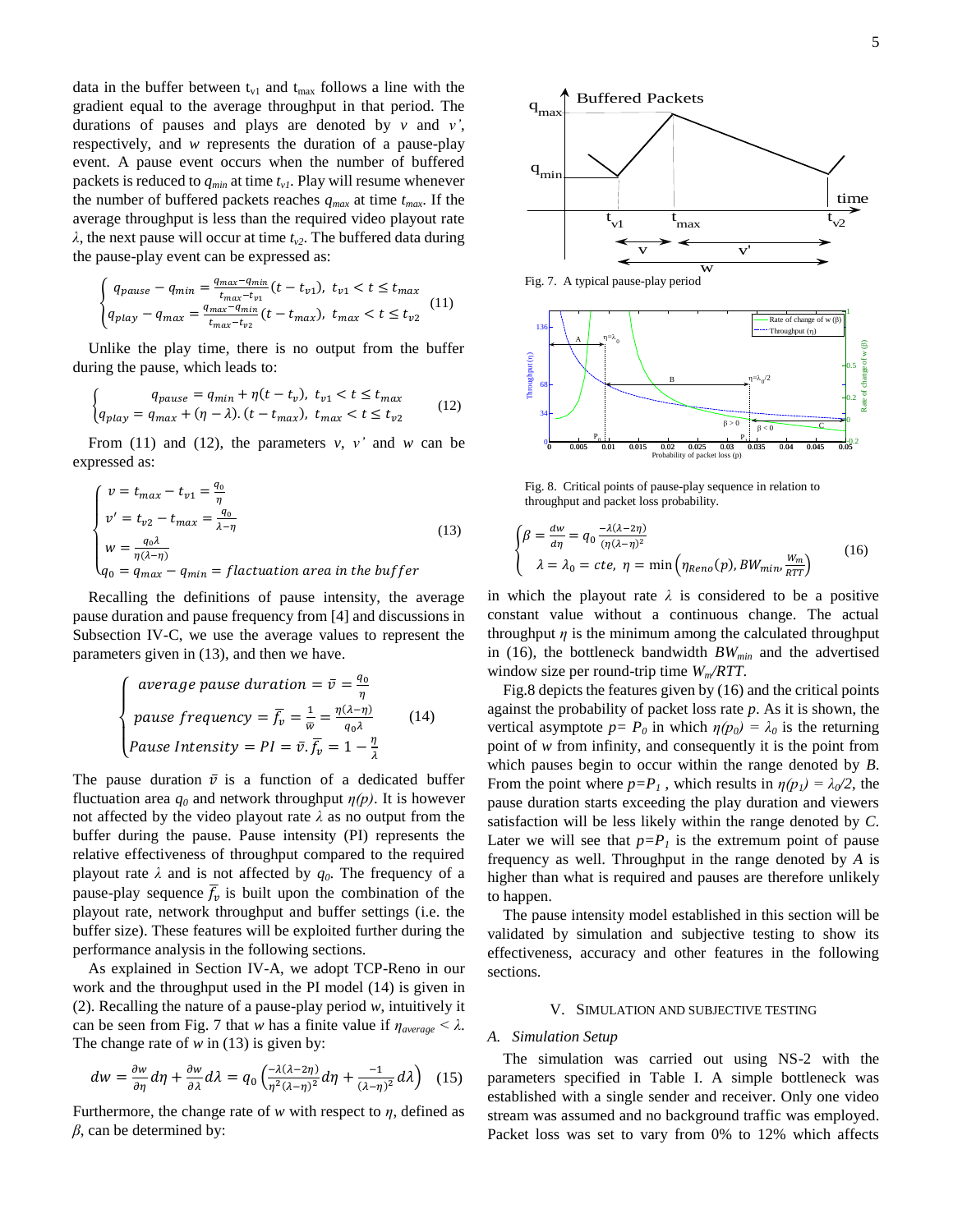data in the buffer between $t_{v1}$ and $t_{max}$ follows a line with the gradient equal to the average throughput in that period. The durations of pauses and plays are denoted by $v$ and $v'$, respectively, and $w$ represents the duration of a pause-play event. A pause event occurs when the number of buffered packets is reduced to $q_{min}$ at time $t_{v1}$. Play will resume whenever the number of buffered packets reaches $q_{max}$ at time $t_{max}$. If the average throughput is less than the required video playout rate $\lambda$, the next pause will occur at time $t_{v2}$. The buffered data during the pause-play event can be expressed as:

$$\begin{cases} q_{pause} - q_{min} = \frac{q_{max}-q_{min}}{t_{max}-t_{v1}}(t - t_{v1}),\ t_{v1} < t \le t_{max} \\ q_{play} - q_{max} = \frac{q_{max}-q_{min}}{t_{max}-t_{v2}}(t - t_{max}),\ t_{max} < t \le t_{v2} \end{cases} \quad (11)$$

Unlike the play time, there is no output from the buffer during the pause, which leads to:

$$\begin{cases} q_{pause} = q_{min} + \eta(t - t_v),\ t_{v1} < t \le t_{max} \\ q_{play} = q_{max} + (\eta - \lambda).(t - t_{max}),\ t_{max} < t \le t_{v2} \end{cases} \quad (12)$$

From (11) and (12), the parameters $v$, $v'$ and $w$ can be expressed as:

$$\begin{cases} v = t_{max} - t_{v1} = \frac{q_0}{\eta} \\ v' = t_{v2} - t_{max} = \frac{q_0}{\lambda-\eta} \\ w = \frac{q_0\lambda}{\eta(\lambda-\eta)} \\ q_0 = q_{max} - q_{min} = fluctuation\ area\ in\ the\ buffer \end{cases} \quad (13)$$

Recalling the definitions of pause intensity, the average pause duration and pause frequency from [4] and discussions in Subsection IV-C, we use the average values to represent the parameters given in (13), and then we have.

$$\begin{cases} average\ pause\ duration = \bar{v} = \frac{q_0}{\eta} \\ pause\ frequency = \bar{f_v} = \frac{1}{\bar{w}} = \frac{\eta(\lambda-\eta)}{q_0\lambda} \\ Pause\ Intensity = PI = \bar{v}.\bar{f_v} = 1 - \frac{\eta}{\lambda} \end{cases} \quad (14)$$

The pause duration $\bar{v}$ is a function of a dedicated buffer fluctuation area $q_0$ and network throughput $\eta(p)$. It is however not affected by the video playout rate $\lambda$ as no output from the buffer during the pause. Pause intensity (PI) represents the relative effectiveness of throughput compared to the required playout rate $\lambda$ and is not affected by $q_0$. The frequency of a pause-play sequence $\bar{f_v}$ is built upon the combination of the playout rate, network throughput and buffer settings (i.e. the buffer size). These features will be exploited further during the performance analysis in the following sections.

As explained in Section IV-A, we adopt TCP-Reno in our work and the throughput used in the PI model (14) is given in (2). Recalling the nature of a pause-play period $w$, intuitively it can be seen from Fig. 7 that $w$ has a finite value if $\eta_{average} < \lambda$. The change rate of $w$ in (13) is given by:

$$dw = \frac{\partial w}{\partial \eta}d\eta + \frac{\partial w}{\partial \lambda}d\lambda = q_0\left(\frac{-\lambda(\lambda-2\eta)}{\eta^2(\lambda-\eta)^2}d\eta + \frac{-1}{(\lambda-\eta)^2}d\lambda\right) \quad (15)$$

Furthermore, the change rate of $w$ with respect to $\eta$, defined as $\beta$, can be determined by:

Fig. 7. A typical pause-play period

Fig. 8. Critical points of pause-play sequence in relation to throughput and packet loss probability.

$$\begin{cases} \beta = \frac{dw}{d\eta} = q_0 \frac{-\lambda(\lambda-2\eta)}{(\eta(\lambda-\eta)^2} \\ \lambda = \lambda_0 = cte,\ \eta = \min\left(\eta_{Reno}(p), BW_{min}, \frac{W_m}{RTT}\right) \end{cases} \quad (16)$$

in which the playout rate $\lambda$ is considered to be a positive constant value without a continuous change. The actual throughput $\eta$ is the minimum among the calculated throughput in (16), the bottleneck bandwidth $BW_{min}$ and the advertised window size per round-trip time $W_m/RTT$.

Fig.8 depicts the features given by (16) and the critical points against the probability of packet loss rate $p$. As it is shown, the vertical asymptote $p = P_0$ in which $\eta(p_0) = \lambda_0$ is the returning point of $w$ from infinity, and consequently it is the point from which pauses begin to occur within the range denoted by *B*. From the point where $p=P_1$, which results in $\eta(p_1) = \lambda_0/2$, the pause duration starts exceeding the play duration and viewers satisfaction will be less likely within the range denoted by *C*. Later we will see that $p=P_1$ is the extremum point of pause frequency as well. Throughput in the range denoted by *A* is higher than what is required and pauses are therefore unlikely to happen.

The pause intensity model established in this section will be validated by simulation and subjective testing to show its effectiveness, accuracy and other features in the following sections.

## V. Simulation and Subjective Testing

### A. Simulation Setup

The simulation was carried out using NS-2 with the parameters specified in Table I. A simple bottleneck was established with a single sender and receiver. Only one video stream was assumed and no background traffic was employed. Packet loss was set to vary from 0% to 12% which affects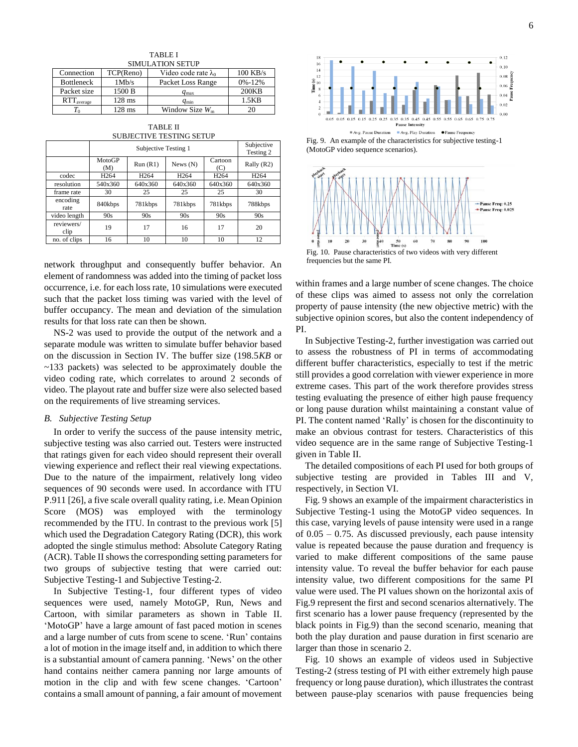TABLE I
SIMULATION SETUP

| Connection | TCP(Reno) | Video code rate $\lambda_0$ | 100 KB/s |
|---|---|---|---|
| Bottleneck | 1Mb/s | Packet Loss Range | 0%-12% |
| Packet size | 1500 B | $q_{max}$ | 200KB |
| $RTT_{average}$ | 128 ms | $q_{min}$ | 1.5KB |
| $T_0$ | 128 ms | Window Size $W_m$ | 20 |

TABLE II
SUBJECTIVE TESTING SETUP

| | Subjective Testing 1 | | | | Subjective Testing 2 |
|---|---|---|---|---|---|
| | MotoGP (M) | Run (R1) | News (N) | Cartoon (C) | Rally (R2) |
| codec | H264 | H264 | H264 | H264 | H264 |
| resolution | 540x360 | 640x360 | 640x360 | 640x360 | 640x360 |
| frame rate | 30 | 25 | 25 | 25 | 30 |
| encoding rate | 840kbps | 781kbps | 781kbps | 781kbps | 788kbps |
| video length | 90s | 90s | 90s | 90s | 90s |
| reviewers/ clip | 19 | 17 | 16 | 17 | 20 |
| no. of clips | 16 | 10 | 10 | 10 | 12 |

network throughput and consequently buffer behavior. An element of randomness was added into the timing of packet loss occurrence, i.e. for each loss rate, 10 simulations were executed such that the packet loss timing was varied with the level of buffer occupancy. The mean and deviation of the simulation results for that loss rate can then be shown.

NS-2 was used to provide the output of the network and a separate module was written to simulate buffer behavior based on the discussion in Section IV. The buffer size (198.5*KB* or ~133 packets) was selected to be approximately double the video coding rate, which correlates to around 2 seconds of video. The playout rate and buffer size were also selected based on the requirements of live streaming services.

### *B. Subjective Testing Setup*

In order to verify the success of the pause intensity metric, subjective testing was also carried out. Testers were instructed that ratings given for each video should represent their overall viewing experience and reflect their real viewing expectations. Due to the nature of the impairment, relatively long video sequences of 90 seconds were used. In accordance with ITU P.911 [26], a five scale overall quality rating, i.e. Mean Opinion Score (MOS) was employed with the terminology recommended by the ITU. In contrast to the previous work [5] which used the Degradation Category Rating (DCR), this work adopted the single stimulus method: Absolute Category Rating (ACR). Table II shows the corresponding setting parameters for two groups of subjective testing that were carried out: Subjective Testing-1 and Subjective Testing-2.

In Subjective Testing-1, four different types of video sequences were used, namely MotoGP, Run, News and Cartoon, with similar parameters as shown in Table II. 'MotoGP' have a large amount of fast paced motion in scenes and a large number of cuts from scene to scene. 'Run' contains a lot of motion in the image itself and, in addition to which there is a substantial amount of camera panning. 'News' on the other hand contains neither camera panning nor large amounts of motion in the clip and with few scene changes. 'Cartoon' contains a small amount of panning, a fair amount of movement within frames and a large number of scene changes. The choice of these clips was aimed to assess not only the correlation property of pause intensity (the new objective metric) with the subjective opinion scores, but also the content independency of PI.

In Subjective Testing-2, further investigation was carried out to assess the robustness of PI in terms of accommodating different buffer characteristics, especially to test if the metric still provides a good correlation with viewer experience in more extreme cases. This part of the work therefore provides stress testing evaluating the presence of either high pause frequency or long pause duration whilst maintaining a constant value of PI. The content named 'Rally' is chosen for the discontinuity to make an obvious contrast for testers. Characteristics of this video sequence are in the same range of Subjective Testing-1 given in Table II.

The detailed compositions of each PI used for both groups of subjective testing are provided in Tables III and V, respectively, in Section VI.

Fig. 9 shows an example of the impairment characteristics in Subjective Testing-1 using the MotoGP video sequences. In this case, varying levels of pause intensity were used in a range of 0.05 – 0.75. As discussed previously, each pause intensity value is repeated because the pause duration and frequency is varied to make different compositions of the same pause intensity value. To reveal the buffer behavior for each pause intensity value, two different compositions for the same PI value were used. The PI values shown on the horizontal axis of Fig.9 represent the first and second scenarios alternatively. The first scenario has a lower pause frequency (represented by the black points in Fig.9) than the second scenario, meaning that both the play duration and pause duration in first scenario are larger than those in scenario 2.

Fig. 10 shows an example of videos used in Subjective Testing-2 (stress testing of PI with either extremely high pause frequency or long pause duration), which illustrates the contrast between pause-play scenarios with pause frequencies being

Fig. 9. An example of the characteristics for subjective testing-1 (MotoGP video sequence scenarios).

Fig. 10. Pause characteristics of two videos with very different frequencies but the same PI.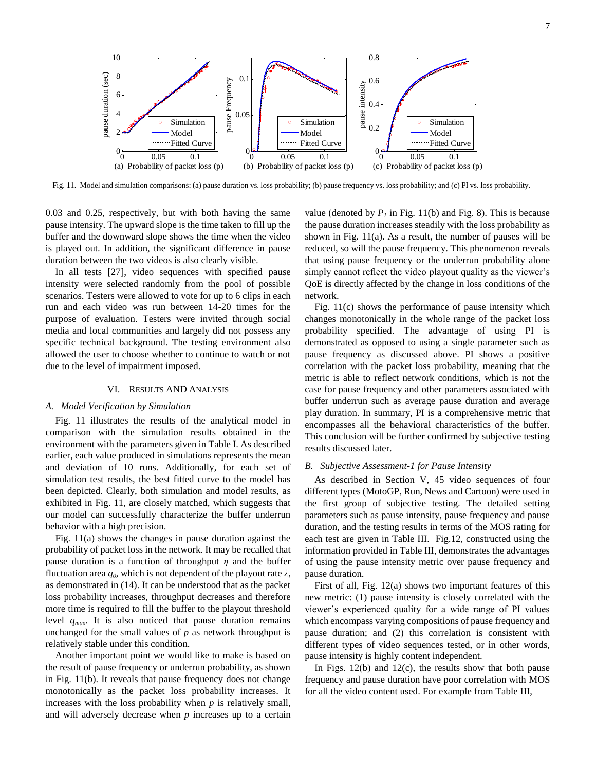Fig. 11. Model and simulation comparisons: (a) pause duration vs. loss probability; (b) pause frequency vs. loss probability; and (c) PI vs. loss probability.

0.03 and 0.25, respectively, but with both having the same pause intensity. The upward slope is the time taken to fill up the buffer and the downward slope shows the time when the video is played out. In addition, the significant difference in pause duration between the two videos is also clearly visible.

In all tests [27], video sequences with specified pause intensity were selected randomly from the pool of possible scenarios. Testers were allowed to vote for up to 6 clips in each run and each video was run between 14-20 times for the purpose of evaluation. Testers were invited through social media and local communities and largely did not possess any specific technical background. The testing environment also allowed the user to choose whether to continue to watch or not due to the level of impairment imposed.

## VI. Results and Analysis

### A. Model Verification by Simulation

Fig. 11 illustrates the results of the analytical model in comparison with the simulation results obtained in the environment with the parameters given in Table I. As described earlier, each value produced in simulations represents the mean and deviation of 10 runs. Additionally, for each set of simulation test results, the best fitted curve to the model has been depicted. Clearly, both simulation and model results, as exhibited in Fig. 11, are closely matched, which suggests that our model can successfully characterize the buffer underrun behavior with a high precision.

Fig. 11(a) shows the changes in pause duration against the probability of packet loss in the network. It may be recalled that pause duration is a function of throughput $\eta$ and the buffer fluctuation area $q_0$, which is not dependent of the playout rate $\lambda$, as demonstrated in (14). It can be understood that as the packet loss probability increases, throughput decreases and therefore more time is required to fill the buffer to the playout threshold level $q_{max}$. It is also noticed that pause duration remains unchanged for the small values of $p$ as network throughput is relatively stable under this condition.

Another important point we would like to make is based on the result of pause frequency or underrun probability, as shown in Fig. 11(b). It reveals that pause frequency does not change monotonically as the packet loss probability increases. It increases with the loss probability when $p$ is relatively small, and will adversely decrease when $p$ increases up to a certain value (denoted by $P_1$ in Fig. 11(b) and Fig. 8). This is because the pause duration increases steadily with the loss probability as shown in Fig. 11(a). As a result, the number of pauses will be reduced, so will the pause frequency. This phenomenon reveals that using pause frequency or the underrun probability alone simply cannot reflect the video playout quality as the viewer's QoE is directly affected by the change in loss conditions of the network.

Fig. 11(c) shows the performance of pause intensity which changes monotonically in the whole range of the packet loss probability specified. The advantage of using PI is demonstrated as opposed to using a single parameter such as pause frequency as discussed above. PI shows a positive correlation with the packet loss probability, meaning that the metric is able to reflect network conditions, which is not the case for pause frequency and other parameters associated with buffer underrun such as average pause duration and average play duration. In summary, PI is a comprehensive metric that encompasses all the behavioral characteristics of the buffer. This conclusion will be further confirmed by subjective testing results discussed later.

### B. Subjective Assessment-1 for Pause Intensity

As described in Section V, 45 video sequences of four different types (MotoGP, Run, News and Cartoon) were used in the first group of subjective testing. The detailed setting parameters such as pause intensity, pause frequency and pause duration, and the testing results in terms of the MOS rating for each test are given in Table III. Fig.12, constructed using the information provided in Table III, demonstrates the advantages of using the pause intensity metric over pause frequency and pause duration.

First of all, Fig. 12(a) shows two important features of this new metric: (1) pause intensity is closely correlated with the viewer's experienced quality for a wide range of PI values which encompass varying compositions of pause frequency and pause duration; and (2) this correlation is consistent with different types of video sequences tested, or in other words, pause intensity is highly content independent.

In Figs. 12(b) and 12(c), the results show that both pause frequency and pause duration have poor correlation with MOS for all the video content used. For example from Table III,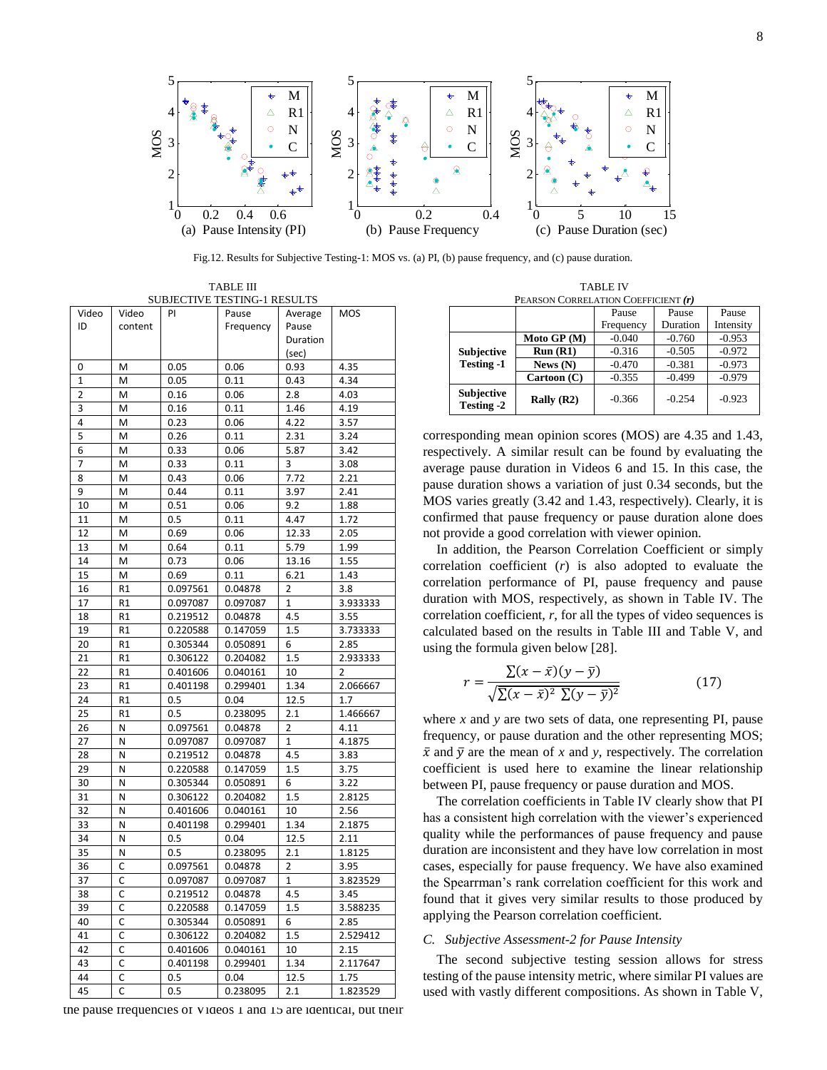Fig.12. Results for Subjective Testing-1: MOS vs. (a) PI, (b) pause frequency, and (c) pause duration.

TABLE III
SUBJECTIVE TESTING-1 RESULTS

| Video ID | Video content | PI | Pause Frequency | Average Pause Duration (sec) | MOS |
|---|---|---|---|---|---|
| 0 | M | 0.05 | 0.06 | 0.93 | 4.35 |
| 1 | M | 0.05 | 0.11 | 0.43 | 4.34 |
| 2 | M | 0.16 | 0.06 | 2.8 | 4.03 |
| 3 | M | 0.16 | 0.11 | 1.46 | 4.19 |
| 4 | M | 0.23 | 0.06 | 4.22 | 3.57 |
| 5 | M | 0.26 | 0.11 | 2.31 | 3.24 |
| 6 | M | 0.33 | 0.06 | 5.87 | 3.42 |
| 7 | M | 0.33 | 0.11 | 3 | 3.08 |
| 8 | M | 0.43 | 0.06 | 7.72 | 2.21 |
| 9 | M | 0.44 | 0.11 | 3.97 | 2.41 |
| 10 | M | 0.51 | 0.06 | 9.2 | 1.88 |
| 11 | M | 0.5 | 0.11 | 4.47 | 1.72 |
| 12 | M | 0.69 | 0.06 | 12.33 | 2.05 |
| 13 | M | 0.64 | 0.11 | 5.79 | 1.99 |
| 14 | M | 0.73 | 0.06 | 13.16 | 1.55 |
| 15 | M | 0.69 | 0.11 | 6.21 | 1.43 |
| 16 | R1 | 0.097561 | 0.04878 | 2 | 3.8 |
| 17 | R1 | 0.097087 | 0.097087 | 1 | 3.933333 |
| 18 | R1 | 0.219512 | 0.04878 | 4.5 | 3.55 |
| 19 | R1 | 0.220588 | 0.147059 | 1.5 | 3.733333 |
| 20 | R1 | 0.305344 | 0.050891 | 6 | 2.85 |
| 21 | R1 | 0.306122 | 0.204082 | 1.5 | 2.933333 |
| 22 | R1 | 0.401606 | 0.040161 | 10 | 2 |
| 23 | R1 | 0.401198 | 0.299401 | 1.34 | 2.066667 |
| 24 | R1 | 0.5 | 0.04 | 12.5 | 1.7 |
| 25 | R1 | 0.5 | 0.238095 | 2.1 | 1.466667 |
| 26 | N | 0.097561 | 0.04878 | 2 | 4.11 |
| 27 | N | 0.097087 | 0.097087 | 1 | 4.1875 |
| 28 | N | 0.219512 | 0.04878 | 4.5 | 3.83 |
| 29 | N | 0.220588 | 0.147059 | 1.5 | 3.75 |
| 30 | N | 0.305344 | 0.050891 | 6 | 3.22 |
| 31 | N | 0.306122 | 0.204082 | 1.5 | 2.8125 |
| 32 | N | 0.401606 | 0.040161 | 10 | 2.56 |
| 33 | N | 0.401198 | 0.299401 | 1.34 | 2.1875 |
| 34 | N | 0.5 | 0.04 | 12.5 | 2.11 |
| 35 | N | 0.5 | 0.238095 | 2.1 | 1.8125 |
| 36 | C | 0.097561 | 0.04878 | 2 | 3.95 |
| 37 | C | 0.097087 | 0.097087 | 1 | 3.823529 |
| 38 | C | 0.219512 | 0.04878 | 4.5 | 3.45 |
| 39 | C | 0.220588 | 0.147059 | 1.5 | 3.588235 |
| 40 | C | 0.305344 | 0.050891 | 6 | 2.85 |
| 41 | C | 0.306122 | 0.204082 | 1.5 | 2.529412 |
| 42 | C | 0.401606 | 0.040161 | 10 | 2.15 |
| 43 | C | 0.401198 | 0.299401 | 1.34 | 2.117647 |
| 44 | C | 0.5 | 0.04 | 12.5 | 1.75 |
| 45 | C | 0.5 | 0.238095 | 2.1 | 1.823529 |

TABLE IV
PEARSON CORRELATION COEFFICIENT (*r*)

| | | Pause Frequency | Pause Duration | Pause Intensity |
|---|---|---|---|---|
| **Subjective Testing -1** | **Moto GP (M)** | -0.040 | -0.760 | -0.953 |
| | **Run (R1)** | -0.316 | -0.505 | -0.972 |
| | **News (N)** | -0.470 | -0.381 | -0.973 |
| | **Cartoon (C)** | -0.355 | -0.499 | -0.979 |
| **Subjective Testing -2** | **Rally (R2)** | -0.366 | -0.254 | -0.923 |

the pause frequencies of Videos 1 and 15 are identical, but their corresponding mean opinion scores (MOS) are 4.35 and 1.43, respectively. A similar result can be found by evaluating the average pause duration in Videos 6 and 15. In this case, the pause duration shows a variation of just 0.34 seconds, but the MOS varies greatly (3.42 and 1.43, respectively). Clearly, it is confirmed that pause frequency or pause duration alone does not provide a good correlation with viewer opinion.

In addition, the Pearson Correlation Coefficient or simply correlation coefficient (*r*) is also adopted to evaluate the correlation performance of PI, pause frequency and pause duration with MOS, respectively, as shown in Table IV. The correlation coefficient, *r*, for all the types of video sequences is calculated based on the results in Table III and Table V, and using the formula given below [28].

$$r = \frac{\sum(x-\bar{x})(y-\bar{y})}{\sqrt{\sum(x-\bar{x})^2 \sum(y-\bar{y})^2}} \tag{17}$$

where $x$ and $y$ are two sets of data, one representing PI, pause frequency, or pause duration and the other representing MOS; $\bar{x}$ and $\bar{y}$ are the mean of $x$ and $y$, respectively. The correlation coefficient is used here to examine the linear relationship between PI, pause frequency or pause duration and MOS.

The correlation coefficients in Table IV clearly show that PI has a consistent high correlation with the viewer's experienced quality while the performances of pause frequency and pause duration are inconsistent and they have low correlation in most cases, especially for pause frequency. We have also examined the Spearrman's rank correlation coefficient for this work and found that it gives very similar results to those produced by applying the Pearson correlation coefficient.

### C. Subjective Assessment-2 for Pause Intensity

The second subjective testing session allows for stress testing of the pause intensity metric, where similar PI values are used with vastly different compositions. As shown in Table V,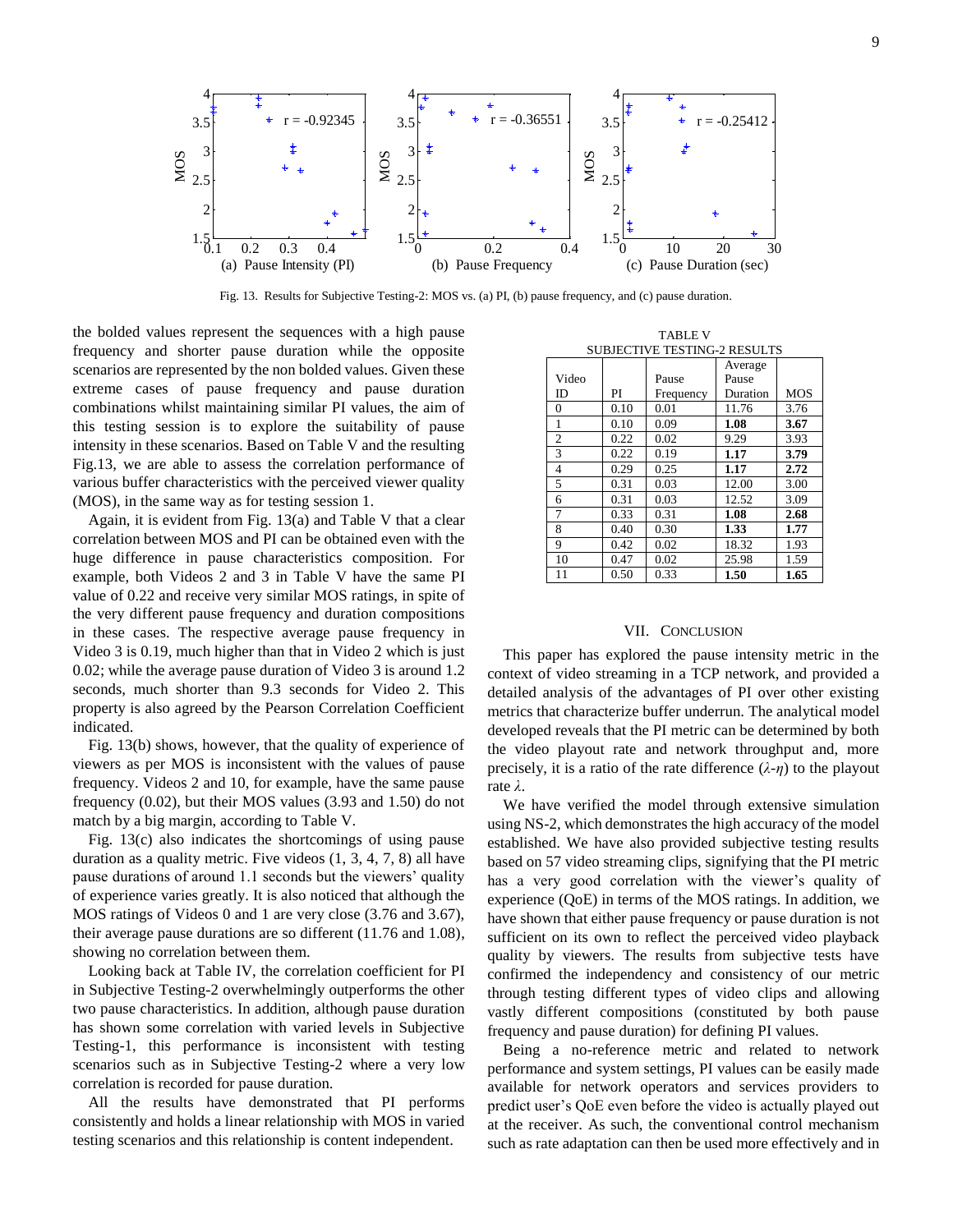Fig. 13. Results for Subjective Testing-2: MOS vs. (a) PI, (b) pause frequency, and (c) pause duration.

the bolded values represent the sequences with a high pause frequency and shorter pause duration while the opposite scenarios are represented by the non bolded values. Given these extreme cases of pause frequency and pause duration combinations whilst maintaining similar PI values, the aim of this testing session is to explore the suitability of pause intensity in these scenarios. Based on Table V and the resulting Fig.13, we are able to assess the correlation performance of various buffer characteristics with the perceived viewer quality (MOS), in the same way as for testing session 1.

Again, it is evident from Fig. 13(a) and Table V that a clear correlation between MOS and PI can be obtained even with the huge difference in pause characteristics composition. For example, both Videos 2 and 3 in Table V have the same PI value of 0.22 and receive very similar MOS ratings, in spite of the very different pause frequency and duration compositions in these cases. The respective average pause frequency in Video 3 is 0.19, much higher than that in Video 2 which is just 0.02; while the average pause duration of Video 3 is around 1.2 seconds, much shorter than 9.3 seconds for Video 2. This property is also agreed by the Pearson Correlation Coefficient indicated.

Fig. 13(b) shows, however, that the quality of experience of viewers as per MOS is inconsistent with the values of pause frequency. Videos 2 and 10, for example, have the same pause frequency (0.02), but their MOS values (3.93 and 1.50) do not match by a big margin, according to Table V.

Fig. 13(c) also indicates the shortcomings of using pause duration as a quality metric. Five videos (1, 3, 4, 7, 8) all have pause durations of around 1.1 seconds but the viewers' quality of experience varies greatly. It is also noticed that although the MOS ratings of Videos 0 and 1 are very close (3.76 and 3.67), their average pause durations are so different (11.76 and 1.08), showing no correlation between them.

Looking back at Table IV, the correlation coefficient for PI in Subjective Testing-2 overwhelmingly outperforms the other two pause characteristics. In addition, although pause duration has shown some correlation with varied levels in Subjective Testing-1, this performance is inconsistent with testing scenarios such as in Subjective Testing-2 where a very low correlation is recorded for pause duration.

All the results have demonstrated that PI performs consistently and holds a linear relationship with MOS in varied testing scenarios and this relationship is content independent.

TABLE V
SUBJECTIVE TESTING-2 RESULTS

| Video ID | PI | Pause Frequency | Average Pause Duration | MOS |
|---|---|---|---|---|
| 0 | 0.10 | 0.01 | 11.76 | 3.76 |
| 1 | 0.10 | 0.09 | **1.08** | **3.67** |
| 2 | 0.22 | 0.02 | 9.29 | 3.93 |
| 3 | 0.22 | 0.19 | **1.17** | **3.79** |
| 4 | 0.29 | 0.25 | **1.17** | **2.72** |
| 5 | 0.31 | 0.03 | 12.00 | 3.00 |
| 6 | 0.31 | 0.03 | 12.52 | 3.09 |
| 7 | 0.33 | 0.31 | **1.08** | **2.68** |
| 8 | 0.40 | 0.30 | **1.33** | **1.77** |
| 9 | 0.42 | 0.02 | 18.32 | 1.93 |
| 10 | 0.47 | 0.02 | 25.98 | 1.59 |
| 11 | 0.50 | 0.33 | **1.50** | **1.65** |

## VII. Conclusion

This paper has explored the pause intensity metric in the context of video streaming in a TCP network, and provided a detailed analysis of the advantages of PI over other existing metrics that characterize buffer underrun. The analytical model developed reveals that the PI metric can be determined by both the video playout rate and network throughput and, more precisely, it is a ratio of the rate difference ($\lambda$-$\eta$) to the playout rate $\lambda$.

We have verified the model through extensive simulation using NS-2, which demonstrates the high accuracy of the model established. We have also provided subjective testing results based on 57 video streaming clips, signifying that the PI metric has a very good correlation with the viewer's quality of experience (QoE) in terms of the MOS ratings. In addition, we have shown that either pause frequency or pause duration is not sufficient on its own to reflect the perceived video playback quality by viewers. The results from subjective tests have confirmed the independency and consistency of our metric through testing different types of video clips and allowing vastly different compositions (constituted by both pause frequency and pause duration) for defining PI values.

Being a no-reference metric and related to network performance and system settings, PI values can be easily made available for network operators and services providers to predict user's QoE even before the video is actually played out at the receiver. As such, the conventional control mechanism such as rate adaptation can then be used more effectively and in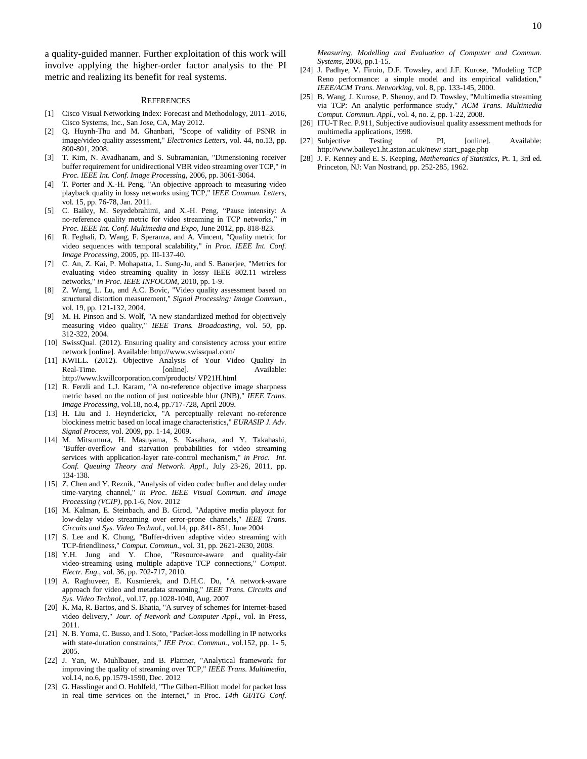a quality-guided manner. Further exploitation of this work will involve applying the higher-order factor analysis to the PI metric and realizing its benefit for real systems.

## References

[1] Cisco Visual Networking Index: Forecast and Methodology, 2011–2016, Cisco Systems, Inc., San Jose, CA, May 2012.

[2] Q. Huynh-Thu and M. Ghanbari, "Scope of validity of PSNR in image/video quality assessment," *Electronics Letters*, vol. 44, no.13, pp. 800-801, 2008.

[3] T. Kim, N. Avadhanam, and S. Subramanian, "Dimensioning receiver buffer requirement for unidirectional VBR video streaming over TCP," *in Proc. IEEE Int. Conf. Image Processing*, 2006, pp. 3061-3064.

[4] T. Porter and X.-H. Peng, "An objective approach to measuring video playback quality in lossy networks using TCP," I*EEE Commun. Letters*, vol. 15, pp. 76-78, Jan. 2011.

[5] C. Bailey, M. Seyedebrahimi, and X.-H. Peng, "Pause intensity: A no-reference quality metric for video streaming in TCP networks," *in Proc. IEEE Int. Conf. Multimedia and Expo*, June 2012, pp. 818-823.

[6] R. Feghali, D. Wang, F. Speranza, and A. Vincent, "Quality metric for video sequences with temporal scalability," *in Proc. IEEE Int. Conf. Image Processing*, 2005, pp. III-137-40.

[7] C. An, Z. Kai, P. Mohapatra, L. Sung-Ju, and S. Banerjee, "Metrics for evaluating video streaming quality in lossy IEEE 802.11 wireless networks," *in Proc. IEEE INFOCOM*, 2010, pp. 1-9.

[8] Z. Wang, L. Lu, and A.C. Bovic, "Video quality assessment based on structural distortion measurement," *Signal Processing: Image Commun.*, vol. 19, pp. 121-132, 2004.

[9] M. H. Pinson and S. Wolf, "A new standardized method for objectively measuring video quality," *IEEE Trans. Broadcasting*, vol. 50, pp. 312-322, 2004.

[10] SwissQual. (2012). Ensuring quality and consistency across your entire network [online]. Available: http://www.swissqual.com/

[11] KWILL. (2012). Objective Analysis of Your Video Quality In Real-Time. [online]. Available: http://www.kwillcorporation.com/products/ VP21H.html

[12] R. Ferzli and L.J. Karam, "A no-reference objective image sharpness metric based on the notion of just noticeable blur (JNB)," *IEEE Trans. Image Processing*, vol.18, no.4, pp.717-728, April 2009.

[13] H. Liu and I. Heynderickx, "A perceptually relevant no-reference blockiness metric based on local image characteristics," *EURASIP J. Adv. Signal Process*, vol. 2009, pp. 1-14, 2009.

[14] M. Mitsumura, H. Masuyama, S. Kasahara, and Y. Takahashi, "Buffer-overflow and starvation probabilities for video streaming services with application-layer rate-control mechanism," *in Proc. Int. Conf. Queuing Theory and Network. Appl.,* July 23-26, 2011, pp. 134-138.

[15] Z. Chen and Y. Reznik, "Analysis of video codec buffer and delay under time-varying channel," *in Proc. IEEE Visual Commun. and Image Processing (VCIP)*, pp.1-6, Nov. 2012

[16] M. Kalman, E. Steinbach, and B. Girod, "Adaptive media playout for low-delay video streaming over error-prone channels," *IEEE Trans. Circuits and Sys. Video Technol.*, vol.14, pp. 841- 851, June 2004

[17] S. Lee and K. Chung, "Buffer-driven adaptive video streaming with TCP-friendliness," *Comput. Commun*., vol. 31, pp. 2621-2630, 2008.

[18] Y.H. Jung and Y. Choe, "Resource-aware and quality-fair video-streaming using multiple adaptive TCP connections," *Comput. Electr. Eng*., vol. 36, pp. 702-717, 2010.

[19] A. Raghuveer, E. Kusmierek, and D.H.C. Du, "A network-aware approach for video and metadata streaming," *IEEE Trans. Circuits and Sys. Video Technol*., vol.17, pp.1028-1040, Aug. 2007

[20] K. Ma, R. Bartos, and S. Bhatia, "A survey of schemes for Internet-based video delivery," *Jour. of Network and Computer Appl*., vol. In Press, 2011.

[21] N. B. Yoma, C. Busso, and I. Soto, "Packet-loss modelling in IP networks with state-duration constraints," *IEE Proc. Commun.*, vol.152, pp. 1- 5, 2005.

[22] J. Yan, W. Muhlbauer, and B. Plattner, "Analytical framework for improving the quality of streaming over TCP," *IEEE Trans. Multimedia*, vol.14, no.6, pp.1579-1590, Dec. 2012

[23] G. Hasslinger and O. Hohlfeld, "The Gilbert-Elliott model for packet loss in real time services on the Internet," in Proc. *14th GI/ITG Conf. Measuring, Modelling and Evaluation of Computer and Commun. Systems*, 2008, pp.1-15.

[24] J. Padhye, V. Firoiu, D.F. Towsley, and J.F. Kurose, "Modeling TCP Reno performance: a simple model and its empirical validation," *IEEE/ACM Trans. Networking*, vol. 8, pp. 133-145, 2000.

[25] B. Wang, J. Kurose, P. Shenoy, and D. Towsley, "Multimedia streaming via TCP: An analytic performance study," *ACM Trans. Multimedia Comput. Commun. Appl.*, vol. 4, no. 2, pp. 1-22, 2008.

[26] ITU-T Rec. P.911, Subjective audiovisual quality assessment methods for multimedia applications, 1998.

[27] Subjective Testing of PI, [online]. Available: http://www.baileyc1.ht.aston.ac.uk/new/ start_page.php

[28] J. F. Kenney and E. S. Keeping, *Mathematics of Statistics*, Pt. 1, 3rd ed. Princeton, NJ: Van Nostrand, pp. 252-285, 1962.